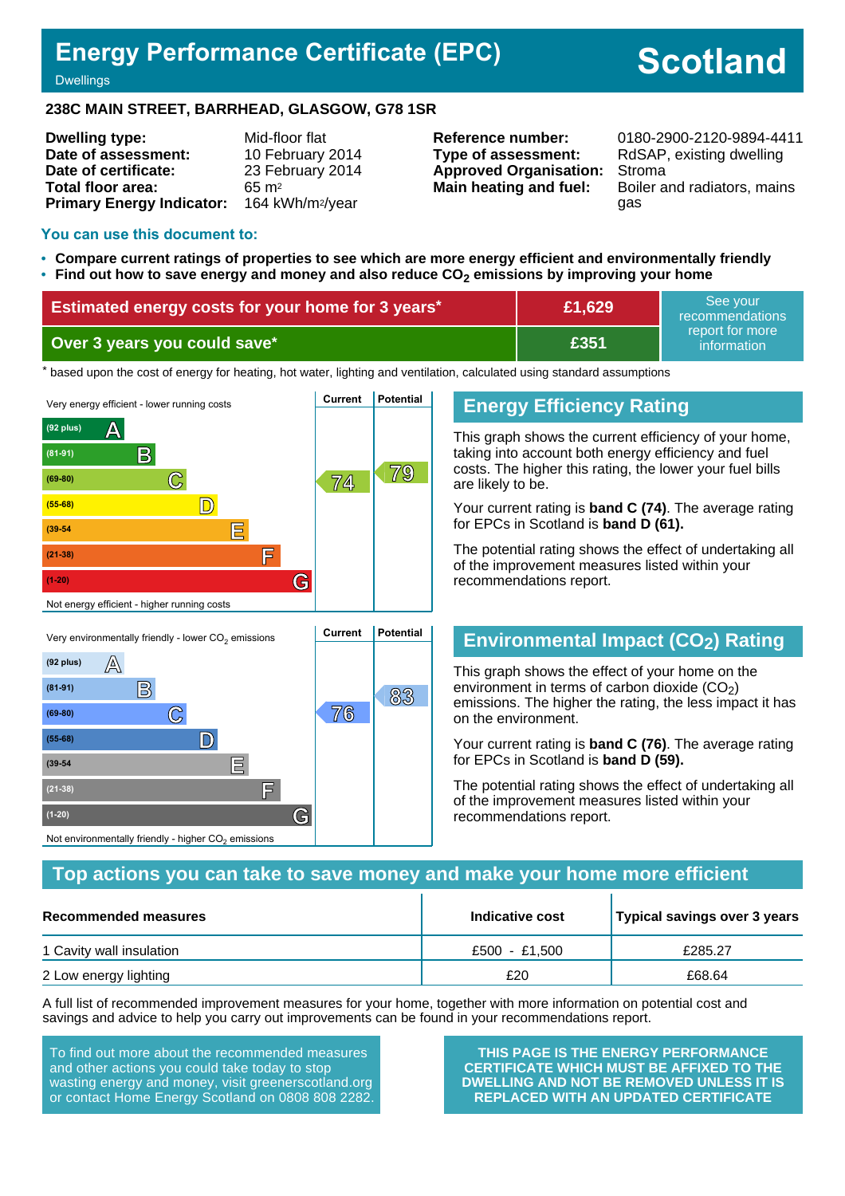# Energy Performance Certificate (EPC)

Dwellings

# Scotland

**238C MAIN STREET, BARRHEAD, GLASGOW, G78 1SR**

| | |
|---|---|
| **Dwelling type:** | Mid-floor flat |
| **Date of assessment:** | 10 February 2014 |
| **Date of certificate:** | 23 February 2014 |
| **Total floor area:** | 65 m² |
| **Primary Energy Indicator:** | 164 kWh/m²/year |

| | |
|---|---|
| **Reference number:** | 0180-2900-2120-9894-4411 |
| **Type of assessment:** | RdSAP, existing dwelling |
| **Approved Organisation:** | Stroma |
| **Main heating and fuel:** | Boiler and radiators, mains gas |

## You can use this document to:

- **Compare current ratings of properties to see which are more energy efficient and environmentally friendly**
- **Find out how to save energy and money and also reduce $CO_2$ emissions by improving your home**

| | | |
|---|---|---|
| **Estimated energy costs for your home for 3 years*** | **£1,629** | See your recommendations report for more information |
| **Over 3 years you could save*** | **£351** | |

* based upon the cost of energy for heating, hot water, lighting and ventilation, calculated using standard assumptions

Very energy efficient - lower running costs

| Band | Current | Potential |
|---|---|---|
| (92 plus) A | | |
| (81-91) B | | |
| (69-80) C | 74 | 79 |
| (55-68) D | | |
| (39-54) E | | |
| (21-38) F | | |
| (1-20) G | | |

Not energy efficient - higher running costs

## Energy Efficiency Rating

This graph shows the current efficiency of your home, taking into account both energy efficiency and fuel costs. The higher this rating, the lower your fuel bills are likely to be.

Your current rating is **band C (74)**. The average rating for EPCs in Scotland is **band D (61).**

The potential rating shows the effect of undertaking all of the improvement measures listed within your recommendations report.

Very environmentally friendly - lower $CO_2$ emissions

| Band | Current | Potential |
|---|---|---|
| (92 plus) A | | |
| (81-91) B | | 83 |
| (69-80) C | 76 | |
| (55-68) D | | |
| (39-54) E | | |
| (21-38) F | | |
| (1-20) G | | |

Not environmentally friendly - higher $CO_2$ emissions

## Environmental Impact ($CO_2$) Rating

This graph shows the effect of your home on the environment in terms of carbon dioxide ($CO_2$) emissions. The higher the rating, the less impact it has on the environment.

Your current rating is **band C (76)**. The average rating for EPCs in Scotland is **band D (59).**

The potential rating shows the effect of undertaking all of the improvement measures listed within your recommendations report.

## Top actions you can take to save money and make your home more efficient

| Recommended measures | Indicative cost | Typical savings over 3 years |
|---|---|---|
| 1 Cavity wall insulation | £500 - £1,500 | £285.27 |
| 2 Low energy lighting | £20 | £68.64 |

A full list of recommended improvement measures for your home, together with more information on potential cost and savings and advice to help you carry out improvements can be found in your recommendations report.

To find out more about the recommended measures and other actions you could take today to stop wasting energy and money, visit greenerscotland.org or contact Home Energy Scotland on 0808 808 2282.

**THIS PAGE IS THE ENERGY PERFORMANCE CERTIFICATE WHICH MUST BE AFFIXED TO THE DWELLING AND NOT BE REMOVED UNLESS IT IS REPLACED WITH AN UPDATED CERTIFICATE**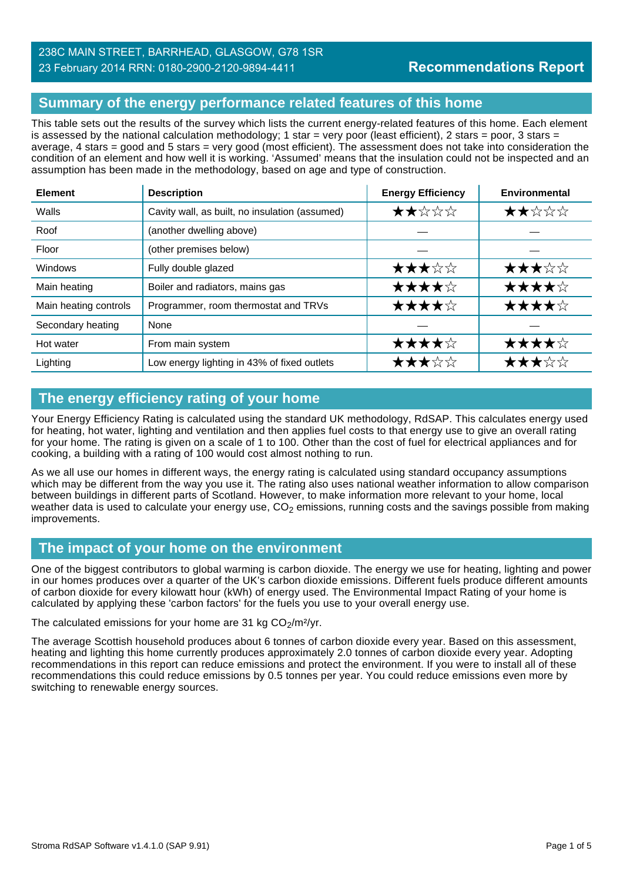238C MAIN STREET, BARRHEAD, GLASGOW, G78 1SR
23 February 2014 RRN: 0180-2900-2120-9894-4411

**Recommendations Report**

## Summary of the energy performance related features of this home

This table sets out the results of the survey which lists the current energy-related features of this home. Each element is assessed by the national calculation methodology; 1 star = very poor (least efficient), 2 stars = poor, 3 stars = average, 4 stars = good and 5 stars = very good (most efficient). The assessment does not take into consideration the condition of an element and how well it is working. 'Assumed' means that the insulation could not be inspected and an assumption has been made in the methodology, based on age and type of construction.

| Element | Description | Energy Efficiency | Environmental |
|---|---|---|---|
| Walls | Cavity wall, as built, no insulation (assumed) | ★★☆☆☆ | ★★☆☆☆ |
| Roof | (another dwelling above) | — | — |
| Floor | (other premises below) | — | — |
| Windows | Fully double glazed | ★★★☆☆ | ★★★☆☆ |
| Main heating | Boiler and radiators, mains gas | ★★★★☆ | ★★★★☆ |
| Main heating controls | Programmer, room thermostat and TRVs | ★★★★☆ | ★★★★☆ |
| Secondary heating | None | — | — |
| Hot water | From main system | ★★★★☆ | ★★★★☆ |
| Lighting | Low energy lighting in 43% of fixed outlets | ★★★☆☆ | ★★★☆☆ |

## The energy efficiency rating of your home

Your Energy Efficiency Rating is calculated using the standard UK methodology, RdSAP. This calculates energy used for heating, hot water, lighting and ventilation and then applies fuel costs to that energy use to give an overall rating for your home. The rating is given on a scale of 1 to 100. Other than the cost of fuel for electrical appliances and for cooking, a building with a rating of 100 would cost almost nothing to run.

As we all use our homes in different ways, the energy rating is calculated using standard occupancy assumptions which may be different from the way you use it. The rating also uses national weather information to allow comparison between buildings in different parts of Scotland. However, to make information more relevant to your home, local weather data is used to calculate your energy use, $CO_2$ emissions, running costs and the savings possible from making improvements.

## The impact of your home on the environment

One of the biggest contributors to global warming is carbon dioxide. The energy we use for heating, lighting and power in our homes produces over a quarter of the UK's carbon dioxide emissions. Different fuels produce different amounts of carbon dioxide for every kilowatt hour (kWh) of energy used. The Environmental Impact Rating of your home is calculated by applying these 'carbon factors' for the fuels you use to your overall energy use.

The calculated emissions for your home are 31 kg $CO_2/m^2/yr$.

The average Scottish household produces about 6 tonnes of carbon dioxide every year. Based on this assessment, heating and lighting this home currently produces approximately 2.0 tonnes of carbon dioxide every year. Adopting recommendations in this report can reduce emissions and protect the environment. If you were to install all of these recommendations this could reduce emissions by 0.5 tonnes per year. You could reduce emissions even more by switching to renewable energy sources.

Stroma RdSAP Software v1.4.1.0 (SAP 9.91)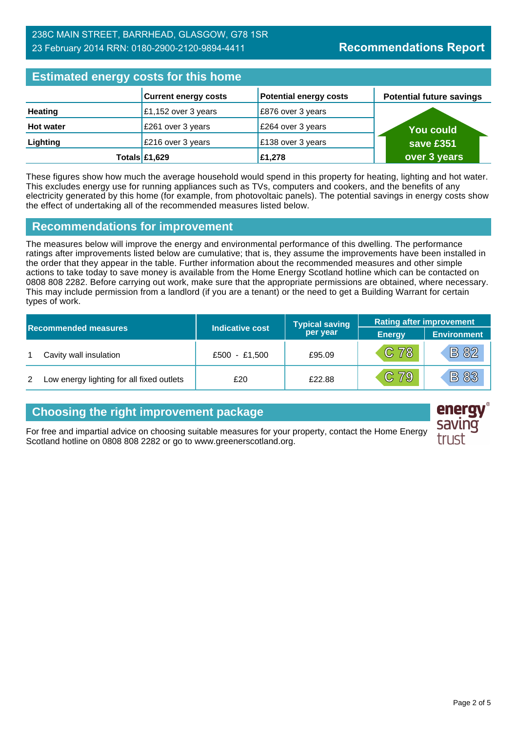238C MAIN STREET, BARRHEAD, GLASGOW, G78 1SR
23 February 2014 RRN: 0180-2900-2120-9894-4411

**Recommendations Report**

## Estimated energy costs for this home

| | Current energy costs | Potential energy costs | Potential future savings |
|---|---|---|---|
| **Heating** | £1,152 over 3 years | £876 over 3 years | You could save £351 over 3 years |
| **Hot water** | £261 over 3 years | £264 over 3 years | |
| **Lighting** | £216 over 3 years | £138 over 3 years | |
| **Totals** | **£1,629** | **£1,278** | |

These figures show how much the average household would spend in this property for heating, lighting and hot water. This excludes energy use for running appliances such as TVs, computers and cookers, and the benefits of any electricity generated by this home (for example, from photovoltaic panels). The potential savings in energy costs show the effect of undertaking all of the recommended measures listed below.

## Recommendations for improvement

The measures below will improve the energy and environmental performance of this dwelling. The performance ratings after improvements listed below are cumulative; that is, they assume the improvements have been installed in the order that they appear in the table. Further information about the recommended measures and other simple actions to take today to save money is available from the Home Energy Scotland hotline which can be contacted on 0808 808 2282. Before carrying out work, make sure that the appropriate permissions are obtained, where necessary. This may include permission from a landlord (if you are a tenant) or the need to get a Building Warrant for certain types of work.

| Recommended measures | | Indicative cost | Typical saving per year | Rating after improvement | |
|---|---|---|---|---|---|
| | | | | Energy | Environment |
| 1 | Cavity wall insulation | £500 - £1,500 | £95.09 | C 78 | B 82 |
| 2 | Low energy lighting for all fixed outlets | £20 | £22.88 | C 79 | B 83 |

## Choosing the right improvement package

For free and impartial advice on choosing suitable measures for your property, contact the Home Energy Scotland hotline on 0808 808 2282 or go to www.greenerscotland.org.

energy saving trust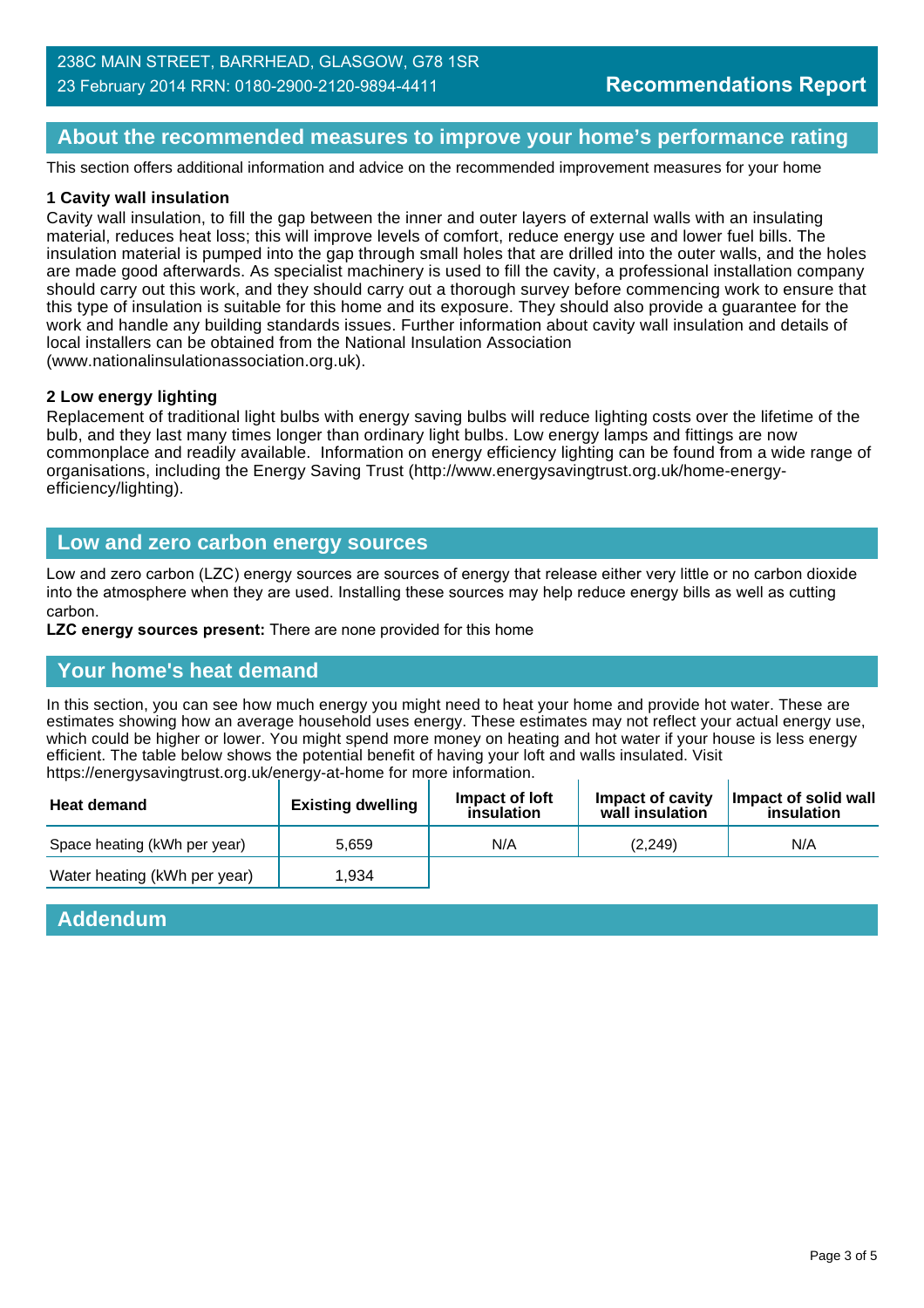## About the recommended measures to improve your home's performance rating

This section offers additional information and advice on the recommended improvement measures for your home

**1 Cavity wall insulation**

Cavity wall insulation, to fill the gap between the inner and outer layers of external walls with an insulating material, reduces heat loss; this will improve levels of comfort, reduce energy use and lower fuel bills. The insulation material is pumped into the gap through small holes that are drilled into the outer walls, and the holes are made good afterwards. As specialist machinery is used to fill the cavity, a professional installation company should carry out this work, and they should carry out a thorough survey before commencing work to ensure that this type of insulation is suitable for this home and its exposure. They should also provide a guarantee for the work and handle any building standards issues. Further information about cavity wall insulation and details of local installers can be obtained from the National Insulation Association (www.nationalinsulationassociation.org.uk).

**2 Low energy lighting**

Replacement of traditional light bulbs with energy saving bulbs will reduce lighting costs over the lifetime of the bulb, and they last many times longer than ordinary light bulbs. Low energy lamps and fittings are now commonplace and readily available. Information on energy efficiency lighting can be found from a wide range of organisations, including the Energy Saving Trust (http://www.energysavingtrust.org.uk/home-energy-efficiency/lighting).

## Low and zero carbon energy sources

Low and zero carbon (LZC) energy sources are sources of energy that release either very little or no carbon dioxide into the atmosphere when they are used. Installing these sources may help reduce energy bills as well as cutting carbon.

**LZC energy sources present:** There are none provided for this home

## Your home's heat demand

In this section, you can see how much energy you might need to heat your home and provide hot water. These are estimates showing how an average household uses energy. These estimates may not reflect your actual energy use, which could be higher or lower. You might spend more money on heating and hot water if your house is less energy efficient. The table below shows the potential benefit of having your loft and walls insulated. Visit https://energysavingtrust.org.uk/energy-at-home for more information.

| Heat demand | Existing dwelling | Impact of loft insulation | Impact of cavity wall insulation | Impact of solid wall insulation |
|---|---|---|---|---|
| Space heating (kWh per year) | 5,659 | N/A | (2,249) | N/A |
| Water heating (kWh per year) | 1,934 | | | |

## Addendum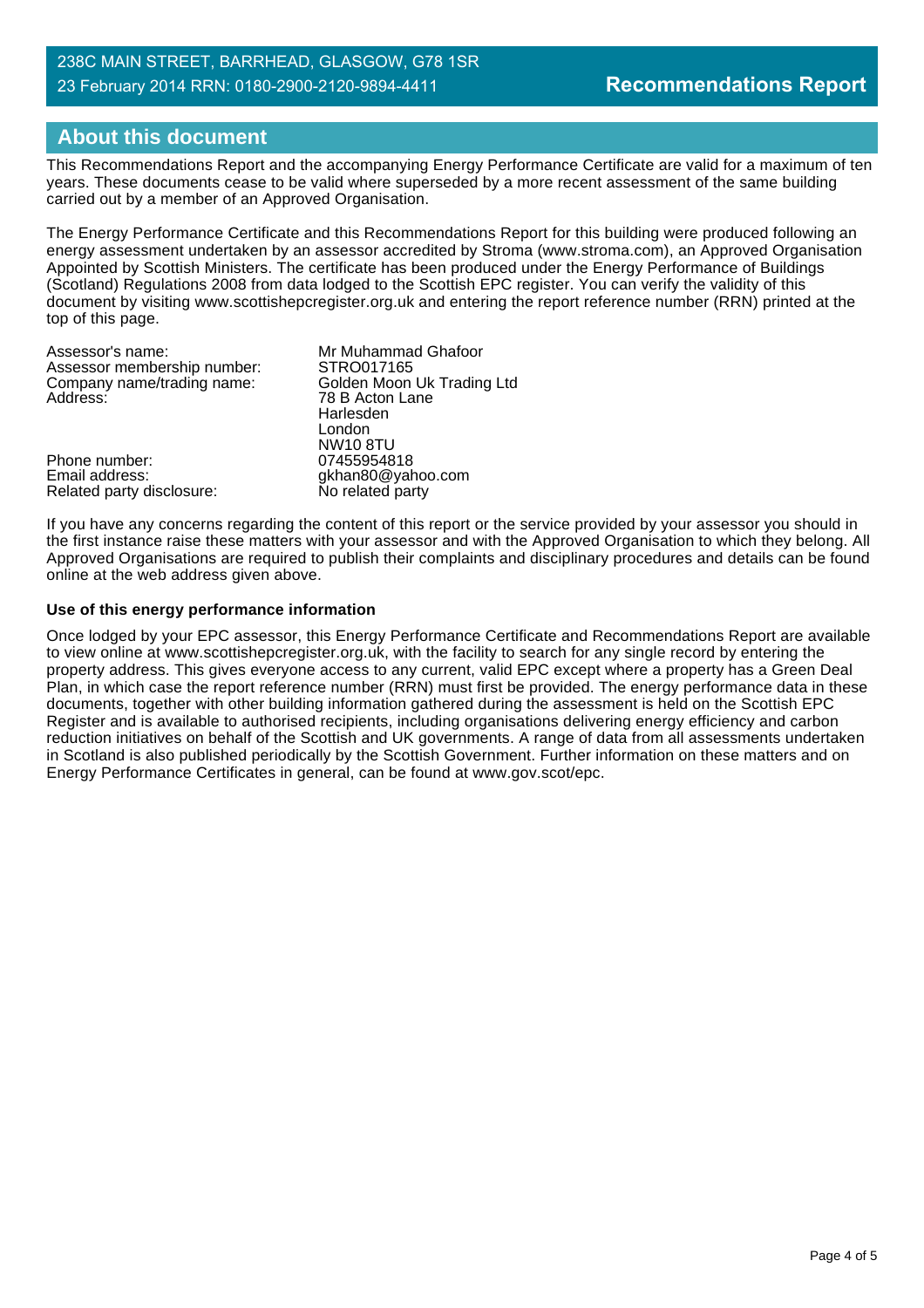## About this document

This Recommendations Report and the accompanying Energy Performance Certificate are valid for a maximum of ten years. These documents cease to be valid where superseded by a more recent assessment of the same building carried out by a member of an Approved Organisation.

The Energy Performance Certificate and this Recommendations Report for this building were produced following an energy assessment undertaken by an assessor accredited by Stroma (www.stroma.com), an Approved Organisation Appointed by Scottish Ministers. The certificate has been produced under the Energy Performance of Buildings (Scotland) Regulations 2008 from data lodged to the Scottish EPC register. You can verify the validity of this document by visiting www.scottishepcregister.org.uk and entering the report reference number (RRN) printed at the top of this page.

| | |
|---|---|
| Assessor's name: | Mr Muhammad Ghafoor |
| Assessor membership number: | STRO017165 |
| Company name/trading name: | Golden Moon Uk Trading Ltd |
| Address: | 78 B Acton Lane<br>Harlesden<br>London<br>NW10 8TU |
| Phone number: | 07455954818 |
| Email address: | gkhan80@yahoo.com |
| Related party disclosure: | No related party |

If you have any concerns regarding the content of this report or the service provided by your assessor you should in the first instance raise these matters with your assessor and with the Approved Organisation to which they belong. All Approved Organisations are required to publish their complaints and disciplinary procedures and details can be found online at the web address given above.

**Use of this energy performance information**

Once lodged by your EPC assessor, this Energy Performance Certificate and Recommendations Report are available to view online at www.scottishepcregister.org.uk, with the facility to search for any single record by entering the property address. This gives everyone access to any current, valid EPC except where a property has a Green Deal Plan, in which case the report reference number (RRN) must first be provided. The energy performance data in these documents, together with other building information gathered during the assessment is held on the Scottish EPC Register and is available to authorised recipients, including organisations delivering energy efficiency and carbon reduction initiatives on behalf of the Scottish and UK governments. A range of data from all assessments undertaken in Scotland is also published periodically by the Scottish Government. Further information on these matters and on Energy Performance Certificates in general, can be found at www.gov.scot/epc.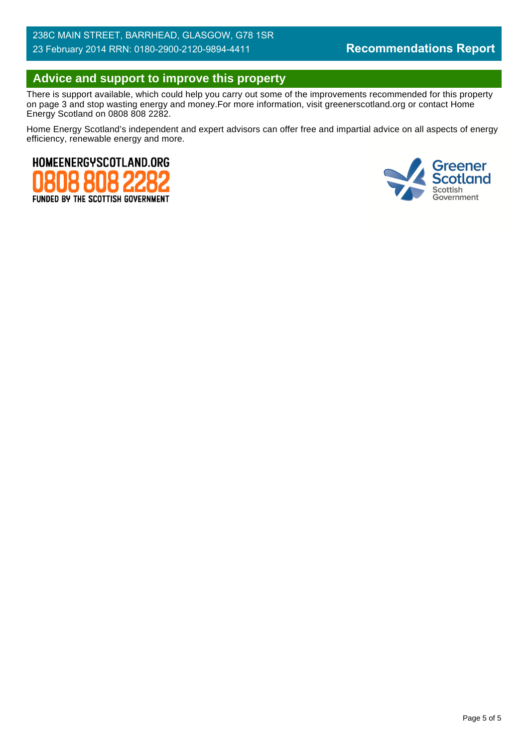## Advice and support to improve this property

There is support available, which could help you carry out some of the improvements recommended for this property on page 3 and stop wasting energy and money.For more information, visit greenerscotland.org or contact Home Energy Scotland on 0808 808 2282.

Home Energy Scotland's independent and expert advisors can offer free and impartial advice on all aspects of energy efficiency, renewable energy and more.

HOMEENERGYSCOTLAND.ORG
0808 808 2282
FUNDED BY THE SCOTTISH GOVERNMENT

Greener Scotland
Scottish Government